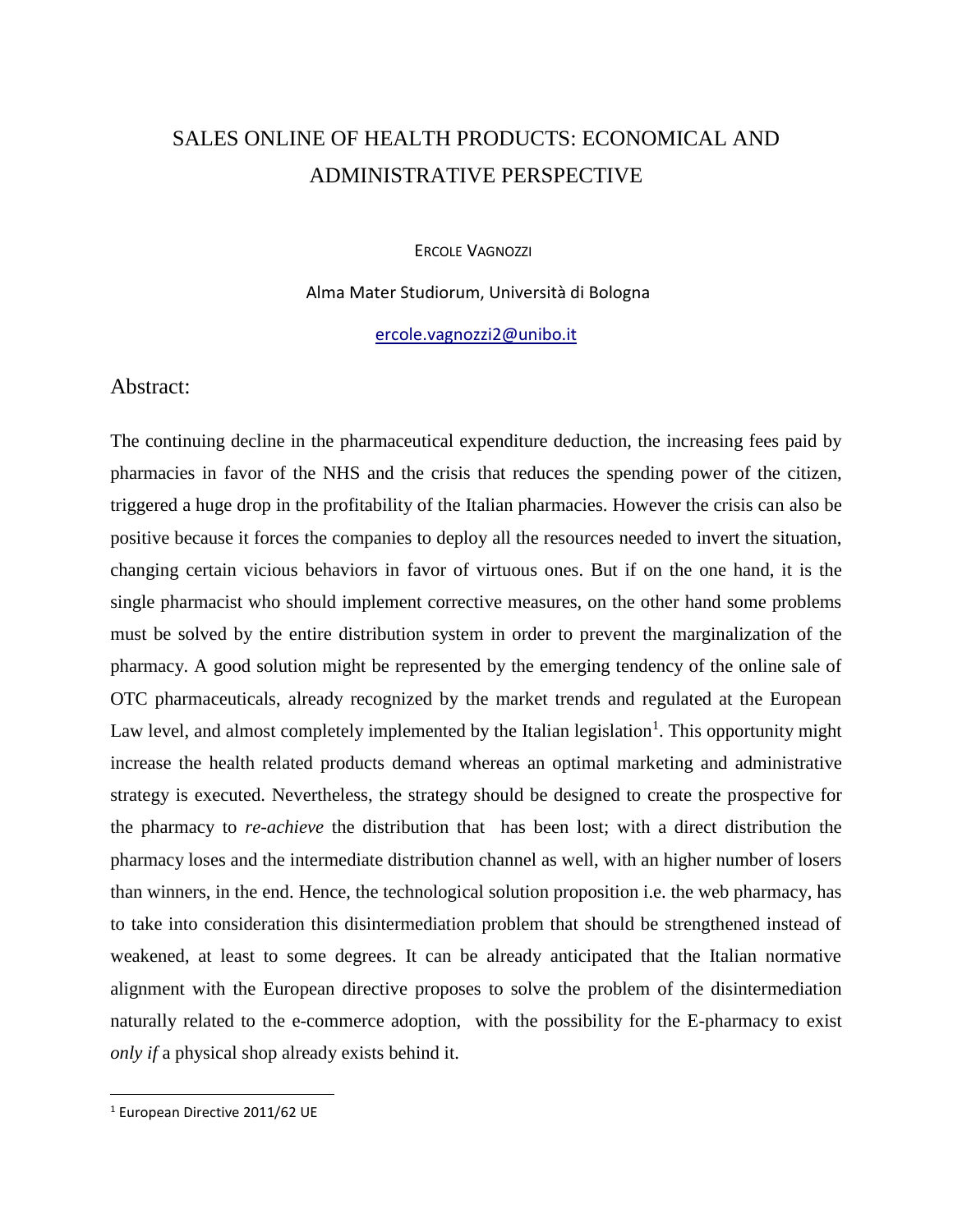# SALES ONLINE OF HEALTH PRODUCTS: ECONOMICAL AND ADMINISTRATIVE PERSPECTIVE

ERCOLE VAGNOZZI

Alma Mater Studiorum, Università di Bologna

ercole.vagnozzi2@unibo.it

## Abstract:

The continuing decline in the pharmaceutical expenditure deduction, the increasing fees paid by pharmacies in favor of the NHS and the crisis that reduces the spending power of the citizen, triggered a huge drop in the profitability of the Italian pharmacies. However the crisis can also be positive because it forces the companies to deploy all the resources needed to invert the situation, changing certain vicious behaviors in favor of virtuous ones. But if on the one hand, it is the single pharmacist who should implement corrective measures, on the other hand some problems must be solved by the entire distribution system in order to prevent the marginalization of the pharmacy. A good solution might be represented by the emerging tendency of the online sale of OTC pharmaceuticals, already recognized by the market trends and regulated at the European Law level, and almost completely implemented by the Italian legislation[1]. This opportunity might increase the health related products demand whereas an optimal marketing and administrative strategy is executed. Nevertheless, the strategy should be designed to create the prospective for the pharmacy to *re-achieve* the distribution that has been lost; with a direct distribution the pharmacy loses and the intermediate distribution channel as well, with an higher number of losers than winners, in the end. Hence, the technological solution proposition i.e. the web pharmacy, has to take into consideration this disintermediation problem that should be strengthened instead of weakened, at least to some degrees. It can be already anticipated that the Italian normative alignment with the European directive proposes to solve the problem of the disintermediation naturally related to the e-commerce adoption, with the possibility for the E-pharmacy to exist *only if* a physical shop already exists behind it.

[1] European Directive 2011/62 UE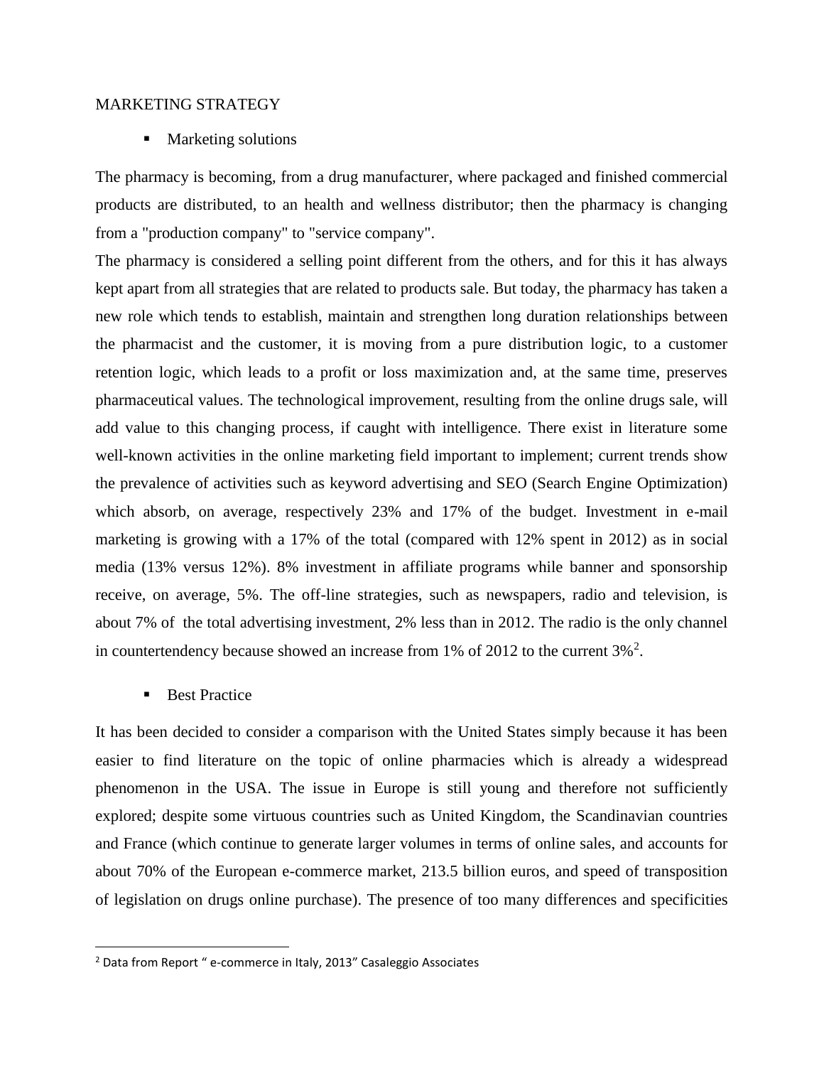MARKETING STRATEGY

- Marketing solutions

The pharmacy is becoming, from a drug manufacturer, where packaged and finished commercial products are distributed, to an health and wellness distributor; then the pharmacy is changing from a "production company" to "service company".

The pharmacy is considered a selling point different from the others, and for this it has always kept apart from all strategies that are related to products sale. But today, the pharmacy has taken a new role which tends to establish, maintain and strengthen long duration relationships between the pharmacist and the customer, it is moving from a pure distribution logic, to a customer retention logic, which leads to a profit or loss maximization and, at the same time, preserves pharmaceutical values. The technological improvement, resulting from the online drugs sale, will add value to this changing process, if caught with intelligence. There exist in literature some well-known activities in the online marketing field important to implement; current trends show the prevalence of activities such as keyword advertising and SEO (Search Engine Optimization) which absorb, on average, respectively 23% and 17% of the budget. Investment in e-mail marketing is growing with a 17% of the total (compared with 12% spent in 2012) as in social media (13% versus 12%). 8% investment in affiliate programs while banner and sponsorship receive, on average, 5%. The off-line strategies, such as newspapers, radio and television, is about 7% of the total advertising investment, 2% less than in 2012. The radio is the only channel in countertendency because showed an increase from 1% of 2012 to the current 3%[2].

- Best Practice

It has been decided to consider a comparison with the United States simply because it has been easier to find literature on the topic of online pharmacies which is already a widespread phenomenon in the USA. The issue in Europe is still young and therefore not sufficiently explored; despite some virtuous countries such as United Kingdom, the Scandinavian countries and France (which continue to generate larger volumes in terms of online sales, and accounts for about 70% of the European e-commerce market, 213.5 billion euros, and speed of transposition of legislation on drugs online purchase). The presence of too many differences and specificities

[2] Data from Report " e-commerce in Italy, 2013" Casaleggio Associates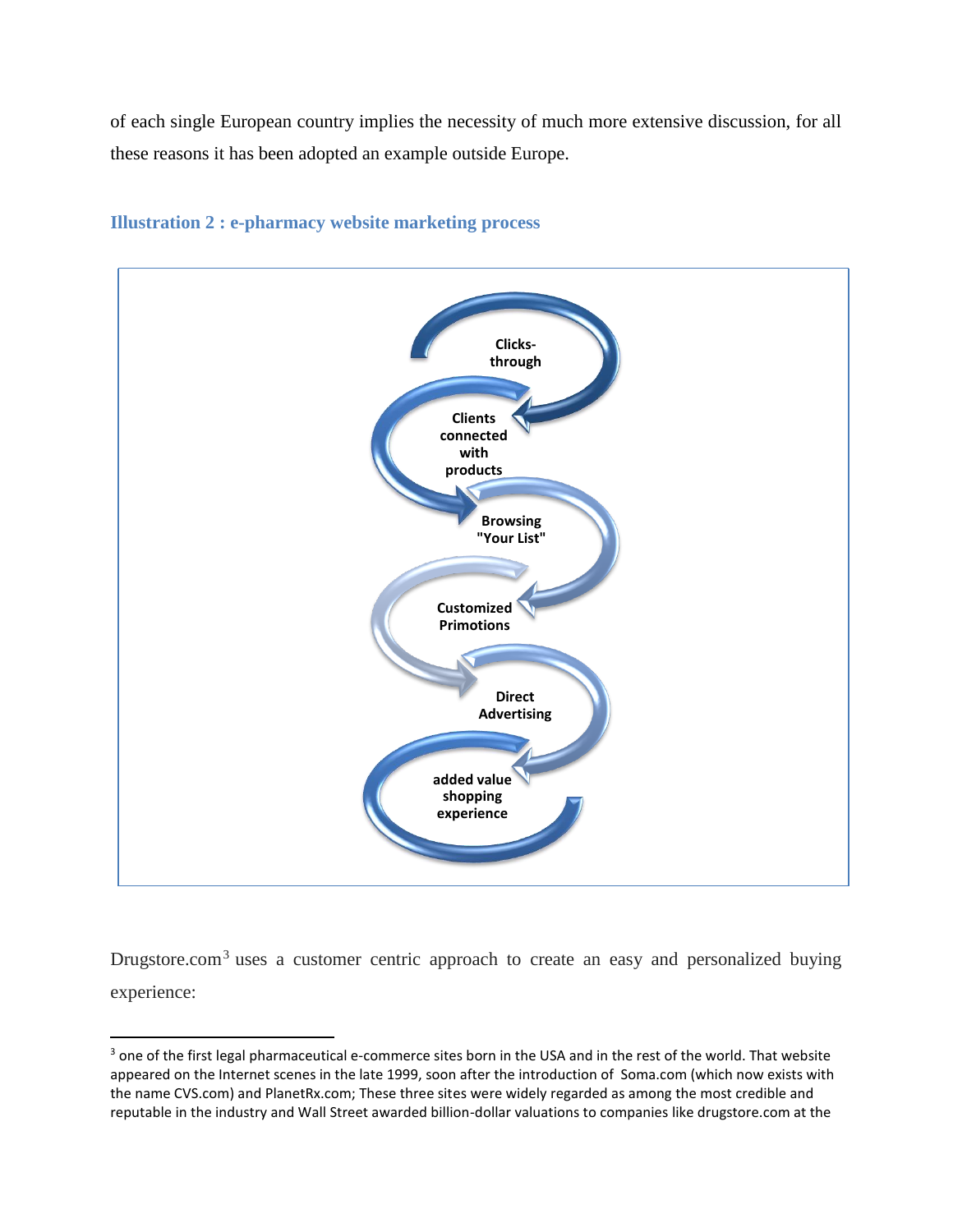of each single European country implies the necessity of much more extensive discussion, for all these reasons it has been adopted an example outside Europe.

### Illustration 2 : e-pharmacy website marketing process

Clicks-through

Clients connected with products

Browsing "Your List"

Customized Primotions

Direct Advertising

added value shopping experience

Drugstore.com[3] uses a customer centric approach to create an easy and personalized buying experience:

---

[3] one of the first legal pharmaceutical e-commerce sites born in the USA and in the rest of the world. That website appeared on the Internet scenes in the late 1999, soon after the introduction of Soma.com (which now exists with the name CVS.com) and PlanetRx.com; These three sites were widely regarded as among the most credible and reputable in the industry and Wall Street awarded billion-dollar valuations to companies like drugstore.com at the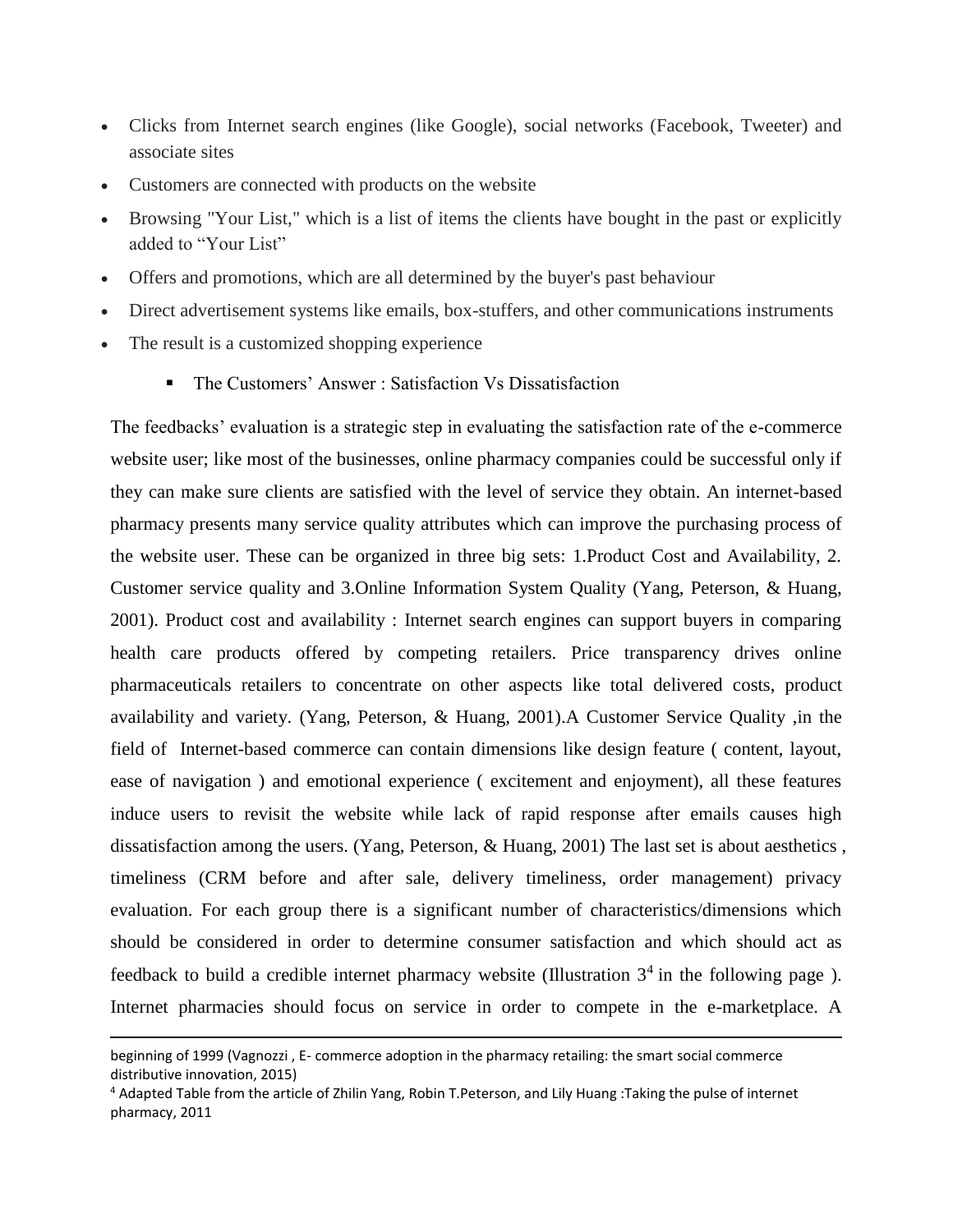- Clicks from Internet search engines (like Google), social networks (Facebook, Tweeter) and associate sites
- Customers are connected with products on the website
- Browsing "Your List," which is a list of items the clients have bought in the past or explicitly added to "Your List"
- Offers and promotions, which are all determined by the buyer's past behaviour
- Direct advertisement systems like emails, box-stuffers, and other communications instruments
- The result is a customized shopping experience
  - The Customers' Answer : Satisfaction Vs Dissatisfaction

The feedbacks' evaluation is a strategic step in evaluating the satisfaction rate of the e-commerce website user; like most of the businesses, online pharmacy companies could be successful only if they can make sure clients are satisfied with the level of service they obtain. An internet-based pharmacy presents many service quality attributes which can improve the purchasing process of the website user. These can be organized in three big sets: 1.Product Cost and Availability, 2. Customer service quality and 3.Online Information System Quality (Yang, Peterson, & Huang, 2001). Product cost and availability : Internet search engines can support buyers in comparing health care products offered by competing retailers. Price transparency drives online pharmaceuticals retailers to concentrate on other aspects like total delivered costs, product availability and variety. (Yang, Peterson, & Huang, 2001).A Customer Service Quality ,in the field of Internet-based commerce can contain dimensions like design feature ( content, layout, ease of navigation ) and emotional experience ( excitement and enjoyment), all these features induce users to revisit the website while lack of rapid response after emails causes high dissatisfaction among the users. (Yang, Peterson, & Huang, 2001) The last set is about aesthetics , timeliness (CRM before and after sale, delivery timeliness, order management) privacy evaluation. For each group there is a significant number of characteristics/dimensions which should be considered in order to determine consumer satisfaction and which should act as feedback to build a credible internet pharmacy website (Illustration 3[4] in the following page ). Internet pharmacies should focus on service in order to compete in the e-marketplace. A

---

beginning of 1999 (Vagnozzi , E- commerce adoption in the pharmacy retailing: the smart social commerce distributive innovation, 2015)

[4] Adapted Table from the article of Zhilin Yang, Robin T.Peterson, and Lily Huang :Taking the pulse of internet pharmacy, 2011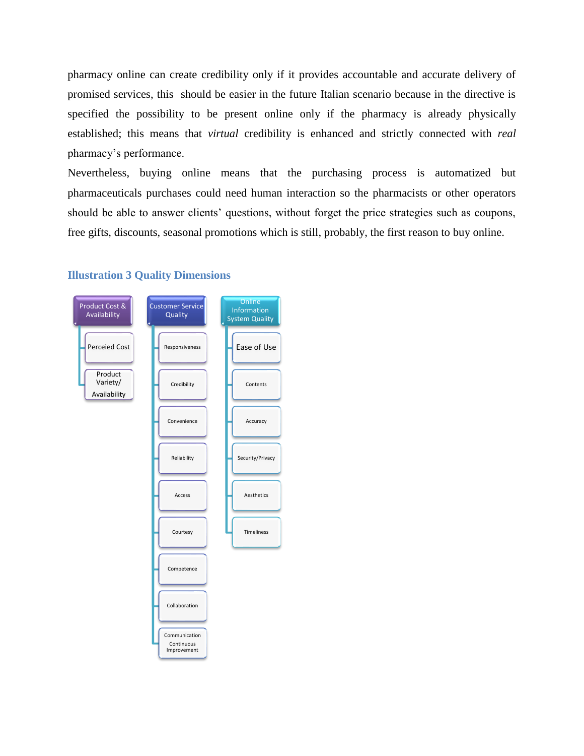pharmacy online can create credibility only if it provides accountable and accurate delivery of promised services, this should be easier in the future Italian scenario because in the directive is specified the possibility to be present online only if the pharmacy is already physically established; this means that *virtual* credibility is enhanced and strictly connected with *real* pharmacy's performance.

Nevertheless, buying online means that the purchasing process is automatized but pharmaceuticals purchases could need human interaction so the pharmacists or other operators should be able to answer clients' questions, without forget the price strategies such as coupons, free gifts, discounts, seasonal promotions which is still, probably, the first reason to buy online.

### Illustration 3 Quality Dimensions

- **Product Cost & Availability**
  - Perceied Cost
  - Product Variety/ Availability
- **Customer Service Quality**
  - Responsiveness
  - Credibility
  - Convenience
  - Reliability
  - Access
  - Courtesy
  - Competence
  - Collaboration
  - Communication Continuous Improvement
- **Online Information System Quality**
  - Ease of Use
  - Contents
  - Accuracy
  - Security/Privacy
  - Aesthetics
  - Timeliness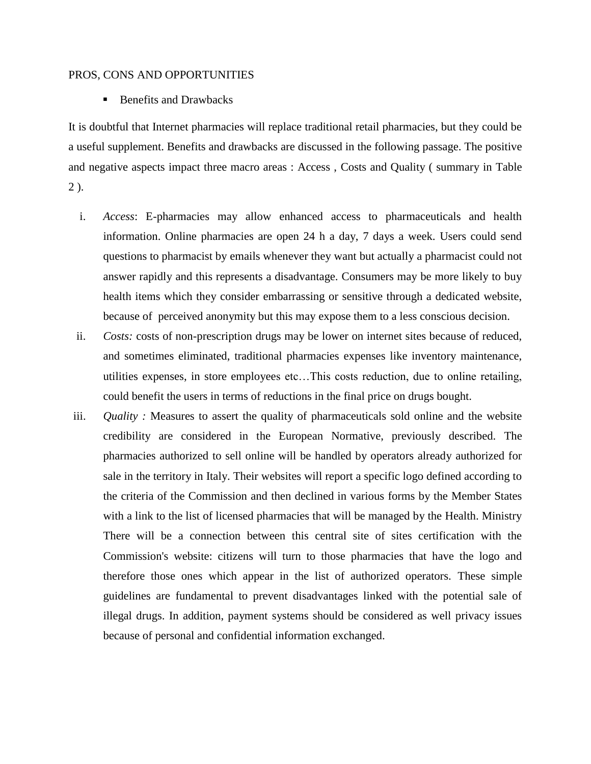PROS, CONS AND OPPORTUNITIES

- Benefits and Drawbacks

It is doubtful that Internet pharmacies will replace traditional retail pharmacies, but they could be a useful supplement. Benefits and drawbacks are discussed in the following passage. The positive and negative aspects impact three macro areas : Access , Costs and Quality ( summary in Table 2 ).

i. *Access*: E-pharmacies may allow enhanced access to pharmaceuticals and health information. Online pharmacies are open 24 h a day, 7 days a week. Users could send questions to pharmacist by emails whenever they want but actually a pharmacist could not answer rapidly and this represents a disadvantage. Consumers may be more likely to buy health items which they consider embarrassing or sensitive through a dedicated website, because of perceived anonymity but this may expose them to a less conscious decision.

ii. *Costs:* costs of non-prescription drugs may be lower on internet sites because of reduced, and sometimes eliminated, traditional pharmacies expenses like inventory maintenance, utilities expenses, in store employees etc…This costs reduction, due to online retailing, could benefit the users in terms of reductions in the final price on drugs bought.

iii. *Quality :* Measures to assert the quality of pharmaceuticals sold online and the website credibility are considered in the European Normative, previously described. The pharmacies authorized to sell online will be handled by operators already authorized for sale in the territory in Italy. Their websites will report a specific logo defined according to the criteria of the Commission and then declined in various forms by the Member States with a link to the list of licensed pharmacies that will be managed by the Health. Ministry There will be a connection between this central site of sites certification with the Commission's website: citizens will turn to those pharmacies that have the logo and therefore those ones which appear in the list of authorized operators. These simple guidelines are fundamental to prevent disadvantages linked with the potential sale of illegal drugs. In addition, payment systems should be considered as well privacy issues because of personal and confidential information exchanged.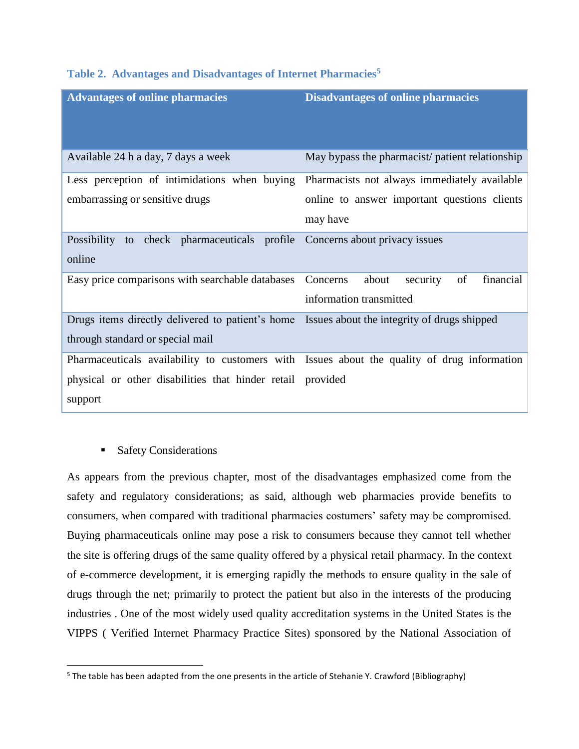**Table 2. Advantages and Disadvantages of Internet Pharmacies[5]**

| Advantages of online pharmacies | Disadvantages of online pharmacies |
| --- | --- |
| Available 24 h a day, 7 days a week | May bypass the pharmacist/ patient relationship |
| Less perception of intimidations when buying embarrassing or sensitive drugs | Pharmacists not always immediately available online to answer important questions clients may have |
| Possibility to check pharmaceuticals profile online | Concerns about privacy issues |
| Easy price comparisons with searchable databases | Concerns about security of financial information transmitted |
| Drugs items directly delivered to patient's home through standard or special mail | Issues about the integrity of drugs shipped |
| Pharmaceuticals availability to customers with physical or other disabilities that hinder retail support | Issues about the quality of drug information provided |

- Safety Considerations

As appears from the previous chapter, most of the disadvantages emphasized come from the safety and regulatory considerations; as said, although web pharmacies provide benefits to consumers, when compared with traditional pharmacies costumers' safety may be compromised. Buying pharmaceuticals online may pose a risk to consumers because they cannot tell whether the site is offering drugs of the same quality offered by a physical retail pharmacy. In the context of e-commerce development, it is emerging rapidly the methods to ensure quality in the sale of drugs through the net; primarily to protect the patient but also in the interests of the producing industries . One of the most widely used quality accreditation systems in the United States is the VIPPS ( Verified Internet Pharmacy Practice Sites) sponsored by the National Association of

[5] The table has been adapted from the one presents in the article of Stehanie Y. Crawford (Bibliography)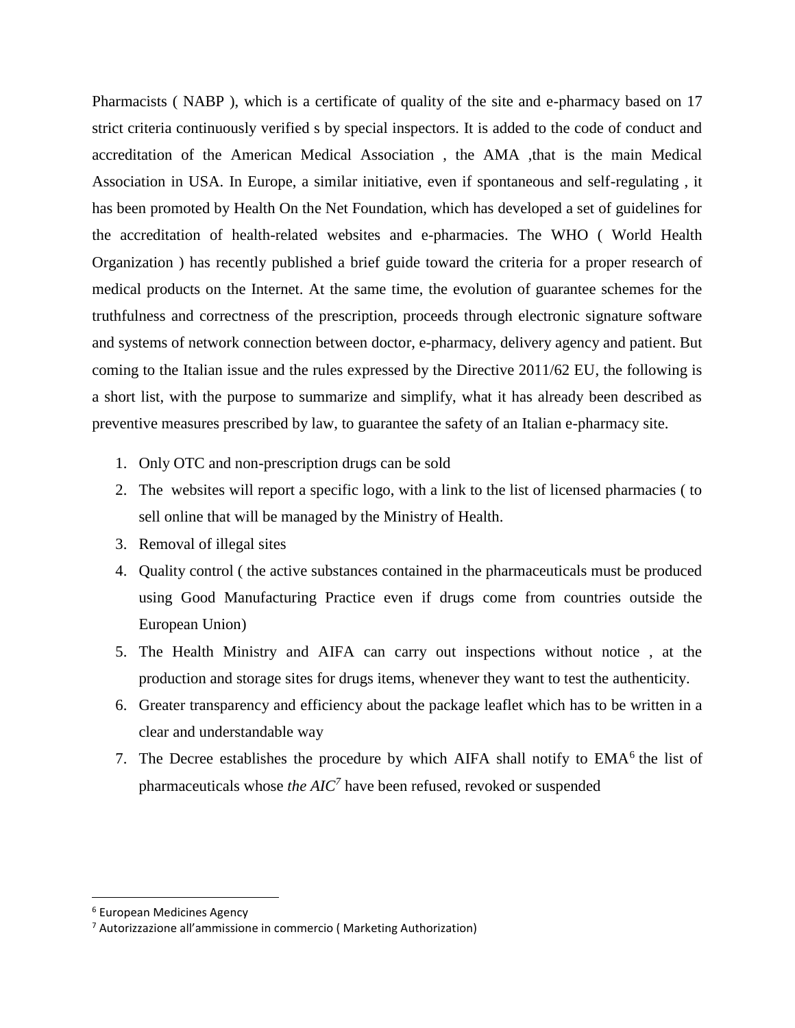Pharmacists ( NABP ), which is a certificate of quality of the site and e-pharmacy based on 17 strict criteria continuously verified s by special inspectors. It is added to the code of conduct and accreditation of the American Medical Association , the AMA ,that is the main Medical Association in USA. In Europe, a similar initiative, even if spontaneous and self-regulating , it has been promoted by Health On the Net Foundation, which has developed a set of guidelines for the accreditation of health-related websites and e-pharmacies. The WHO ( World Health Organization ) has recently published a brief guide toward the criteria for a proper research of medical products on the Internet. At the same time, the evolution of guarantee schemes for the truthfulness and correctness of the prescription, proceeds through electronic signature software and systems of network connection between doctor, e-pharmacy, delivery agency and patient. But coming to the Italian issue and the rules expressed by the Directive 2011/62 EU, the following is a short list, with the purpose to summarize and simplify, what it has already been described as preventive measures prescribed by law, to guarantee the safety of an Italian e-pharmacy site.

1. Only OTC and non-prescription drugs can be sold
2. The websites will report a specific logo, with a link to the list of licensed pharmacies ( to sell online that will be managed by the Ministry of Health.
3. Removal of illegal sites
4. Quality control ( the active substances contained in the pharmaceuticals must be produced using Good Manufacturing Practice even if drugs come from countries outside the European Union)
5. The Health Ministry and AIFA can carry out inspections without notice , at the production and storage sites for drugs items, whenever they want to test the authenticity.
6. Greater transparency and efficiency about the package leaflet which has to be written in a clear and understandable way
7. The Decree establishes the procedure by which AIFA shall notify to EMA[6] the list of pharmaceuticals whose *the AIC*[7] have been refused, revoked or suspended

[6] European Medicines Agency

[7] Autorizzazione all'ammissione in commercio ( Marketing Authorization)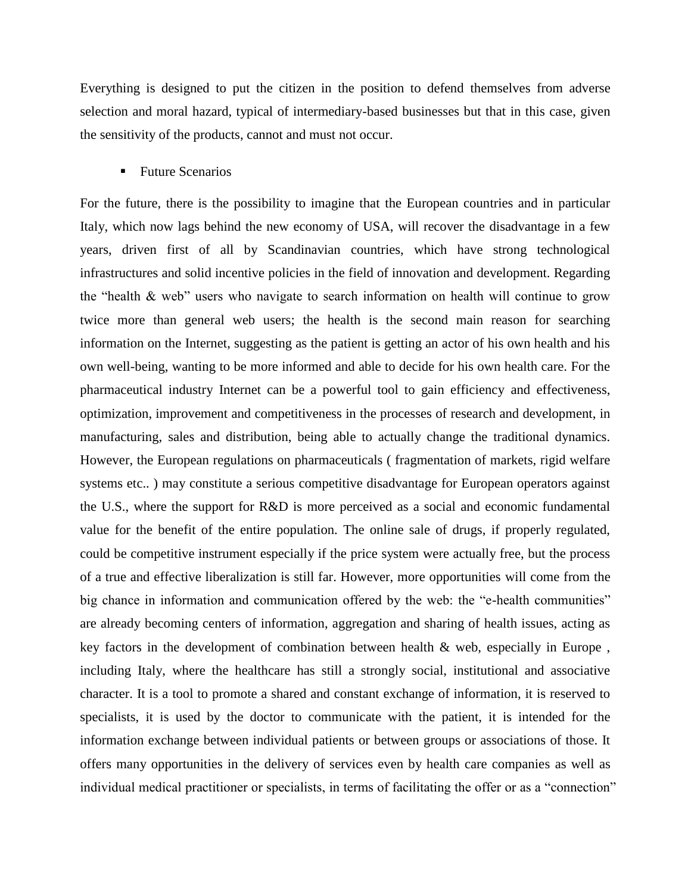Everything is designed to put the citizen in the position to defend themselves from adverse selection and moral hazard, typical of intermediary-based businesses but that in this case, given the sensitivity of the products, cannot and must not occur.

- Future Scenarios

For the future, there is the possibility to imagine that the European countries and in particular Italy, which now lags behind the new economy of USA, will recover the disadvantage in a few years, driven first of all by Scandinavian countries, which have strong technological infrastructures and solid incentive policies in the field of innovation and development. Regarding the "health & web" users who navigate to search information on health will continue to grow twice more than general web users; the health is the second main reason for searching information on the Internet, suggesting as the patient is getting an actor of his own health and his own well-being, wanting to be more informed and able to decide for his own health care. For the pharmaceutical industry Internet can be a powerful tool to gain efficiency and effectiveness, optimization, improvement and competitiveness in the processes of research and development, in manufacturing, sales and distribution, being able to actually change the traditional dynamics. However, the European regulations on pharmaceuticals ( fragmentation of markets, rigid welfare systems etc.. ) may constitute a serious competitive disadvantage for European operators against the U.S., where the support for R&D is more perceived as a social and economic fundamental value for the benefit of the entire population. The online sale of drugs, if properly regulated, could be competitive instrument especially if the price system were actually free, but the process of a true and effective liberalization is still far. However, more opportunities will come from the big chance in information and communication offered by the web: the "e-health communities" are already becoming centers of information, aggregation and sharing of health issues, acting as key factors in the development of combination between health & web, especially in Europe , including Italy, where the healthcare has still a strongly social, institutional and associative character. It is a tool to promote a shared and constant exchange of information, it is reserved to specialists, it is used by the doctor to communicate with the patient, it is intended for the information exchange between individual patients or between groups or associations of those. It offers many opportunities in the delivery of services even by health care companies as well as individual medical practitioner or specialists, in terms of facilitating the offer or as a "connection"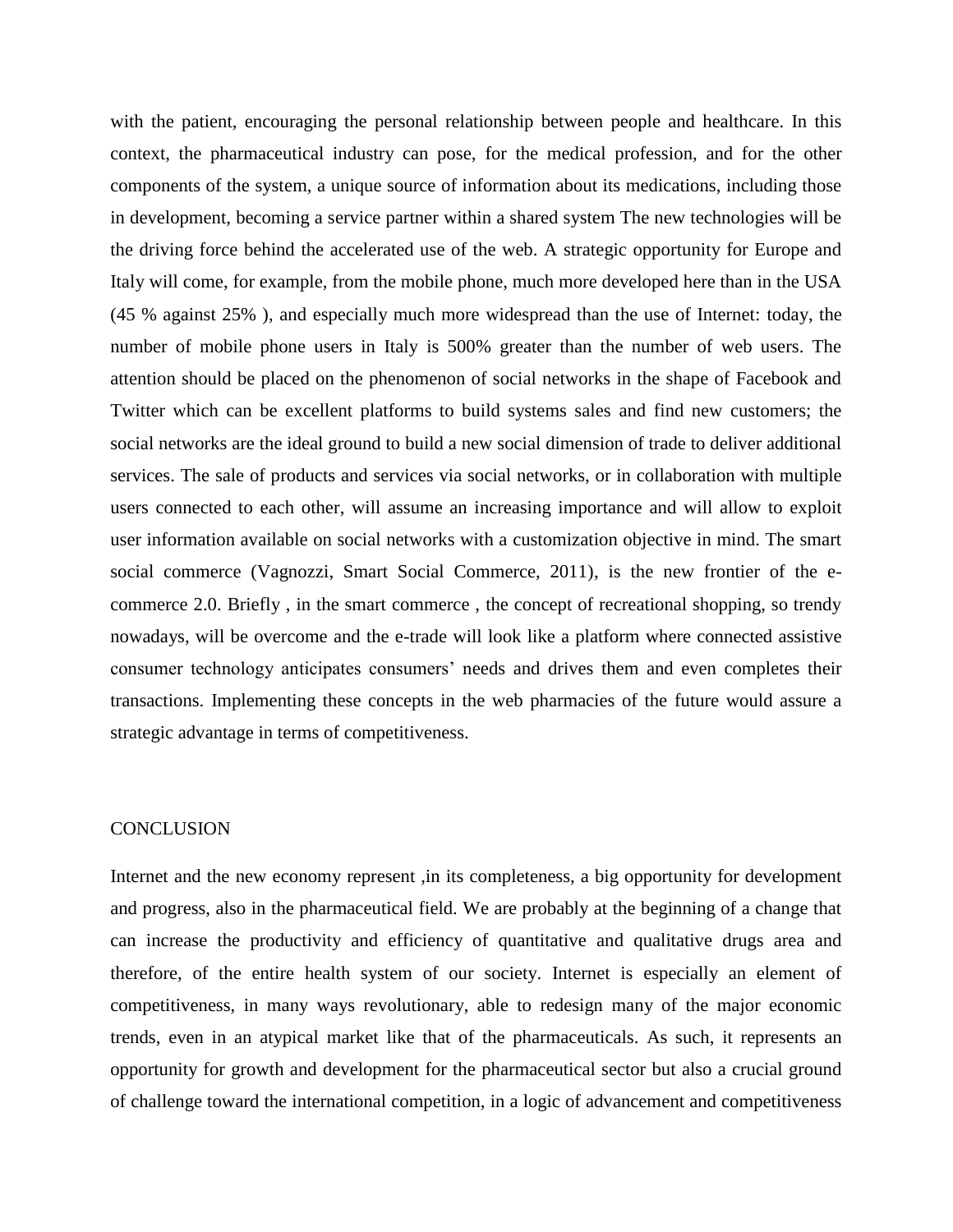with the patient, encouraging the personal relationship between people and healthcare. In this context, the pharmaceutical industry can pose, for the medical profession, and for the other components of the system, a unique source of information about its medications, including those in development, becoming a service partner within a shared system The new technologies will be the driving force behind the accelerated use of the web. A strategic opportunity for Europe and Italy will come, for example, from the mobile phone, much more developed here than in the USA (45 % against 25% ), and especially much more widespread than the use of Internet: today, the number of mobile phone users in Italy is 500% greater than the number of web users. The attention should be placed on the phenomenon of social networks in the shape of Facebook and Twitter which can be excellent platforms to build systems sales and find new customers; the social networks are the ideal ground to build a new social dimension of trade to deliver additional services. The sale of products and services via social networks, or in collaboration with multiple users connected to each other, will assume an increasing importance and will allow to exploit user information available on social networks with a customization objective in mind. The smart social commerce (Vagnozzi, Smart Social Commerce, 2011), is the new frontier of the e-commerce 2.0. Briefly , in the smart commerce , the concept of recreational shopping, so trendy nowadays, will be overcome and the e-trade will look like a platform where connected assistive consumer technology anticipates consumers' needs and drives them and even completes their transactions. Implementing these concepts in the web pharmacies of the future would assure a strategic advantage in terms of competitiveness.

## CONCLUSION

Internet and the new economy represent ,in its completeness, a big opportunity for development and progress, also in the pharmaceutical field. We are probably at the beginning of a change that can increase the productivity and efficiency of quantitative and qualitative drugs area and therefore, of the entire health system of our society. Internet is especially an element of competitiveness, in many ways revolutionary, able to redesign many of the major economic trends, even in an atypical market like that of the pharmaceuticals. As such, it represents an opportunity for growth and development for the pharmaceutical sector but also a crucial ground of challenge toward the international competition, in a logic of advancement and competitiveness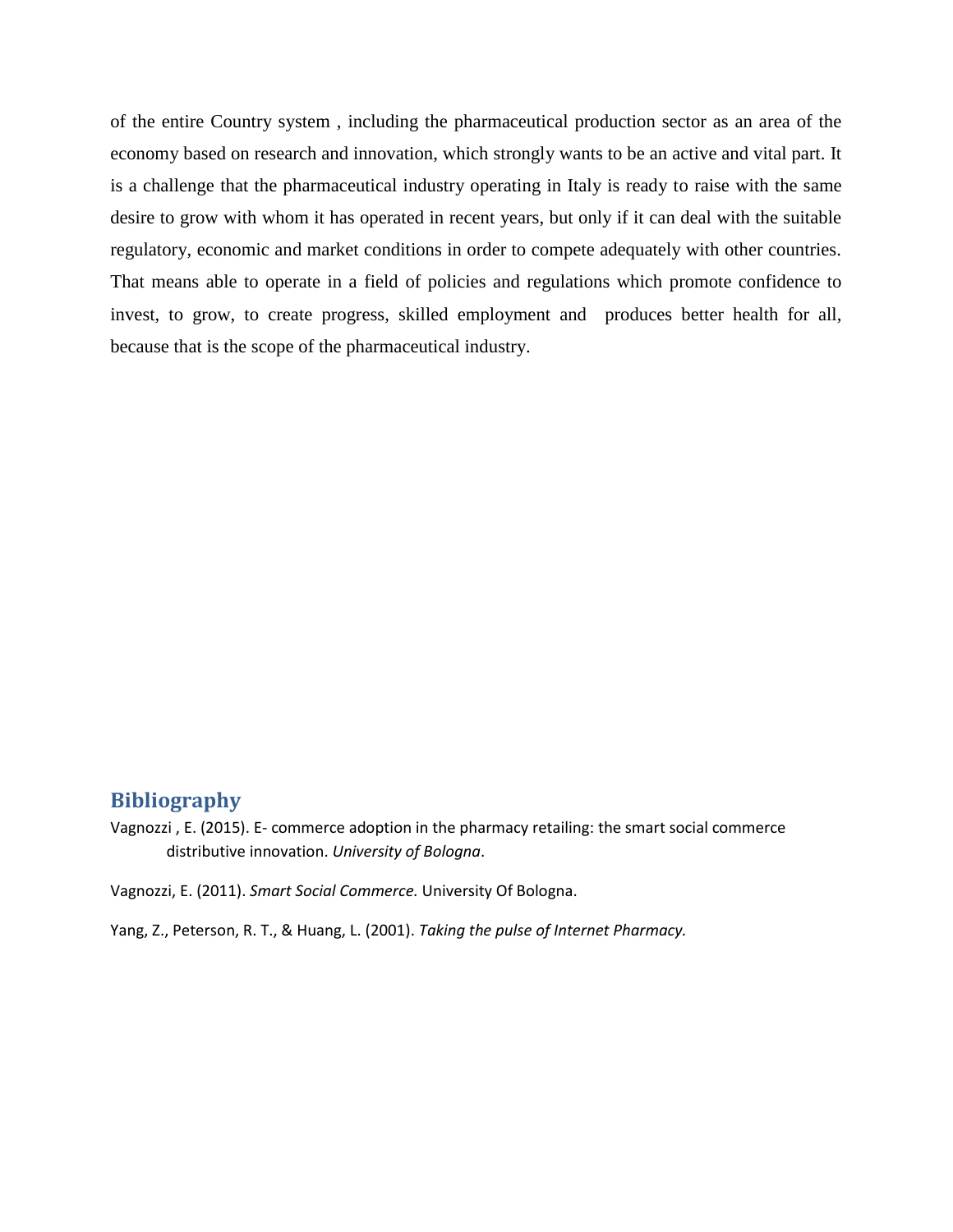of the entire Country system , including the pharmaceutical production sector as an area of the economy based on research and innovation, which strongly wants to be an active and vital part. It is a challenge that the pharmaceutical industry operating in Italy is ready to raise with the same desire to grow with whom it has operated in recent years, but only if it can deal with the suitable regulatory, economic and market conditions in order to compete adequately with other countries. That means able to operate in a field of policies and regulations which promote confidence to invest, to grow, to create progress, skilled employment and produces better health for all, because that is the scope of the pharmaceutical industry.

## Bibliography

Vagnozzi , E. (2015). E- commerce adoption in the pharmacy retailing: the smart social commerce distributive innovation. *University of Bologna*.

Vagnozzi, E. (2011). *Smart Social Commerce.* University Of Bologna.

Yang, Z., Peterson, R. T., & Huang, L. (2001). *Taking the pulse of Internet Pharmacy.*